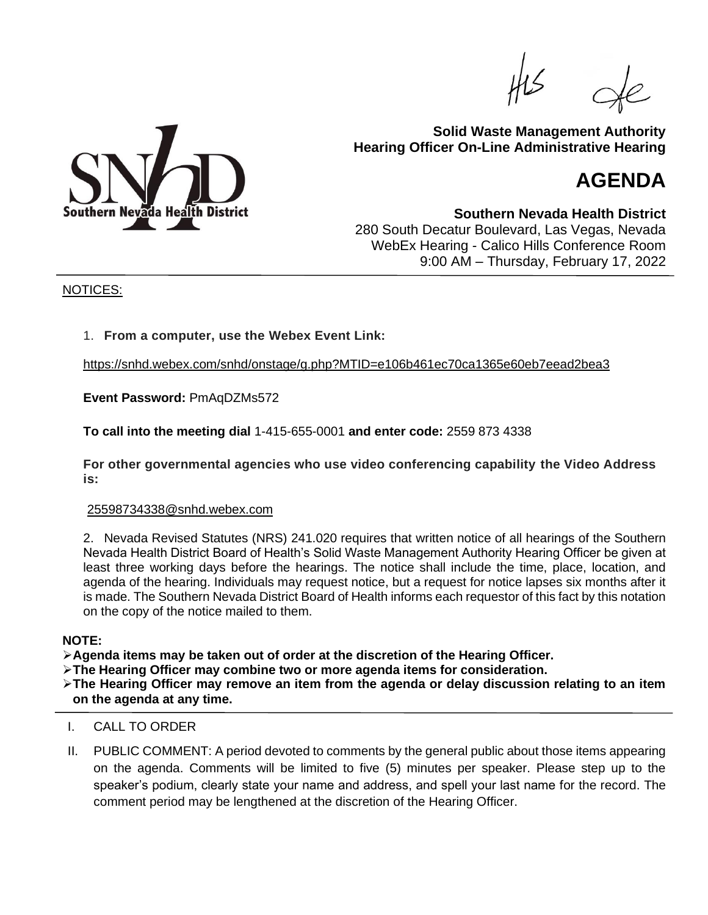**Solid Waste Management Authority**
**Hearing Officer On-Line Administrative Hearing**

# AGENDA

**Southern Nevada Health District**
280 South Decatur Boulevard, Las Vegas, Nevada
WebEx Hearing - Calico Hills Conference Room
9:00 AM – Thursday, February 17, 2022

---

NOTICES:

1. **From a computer, use the Webex Event Link:**

https://snhd.webex.com/snhd/onstage/g.php?MTID=e106b461ec70ca1365e60eb7eead2bea3

**Event Password:** PmAqDZMs572

**To call into the meeting dial** 1-415-655-0001 **and enter code:** 2559 873 4338

**For other governmental agencies who use video conferencing capability the Video Address is:**

25598734338@snhd.webex.com

2. Nevada Revised Statutes (NRS) 241.020 requires that written notice of all hearings of the Southern Nevada Health District Board of Health's Solid Waste Management Authority Hearing Officer be given at least three working days before the hearings. The notice shall include the time, place, location, and agenda of the hearing. Individuals may request notice, but a request for notice lapses six months after it is made. The Southern Nevada District Board of Health informs each requestor of this fact by this notation on the copy of the notice mailed to them.

**NOTE:**

- **Agenda items may be taken out of order at the discretion of the Hearing Officer.**
- **The Hearing Officer may combine two or more agenda items for consideration.**
- **The Hearing Officer may remove an item from the agenda or delay discussion relating to an item on the agenda at any time.**

---

I. CALL TO ORDER

II. PUBLIC COMMENT: A period devoted to comments by the general public about those items appearing on the agenda. Comments will be limited to five (5) minutes per speaker. Please step up to the speaker's podium, clearly state your name and address, and spell your last name for the record. The comment period may be lengthened at the discretion of the Hearing Officer.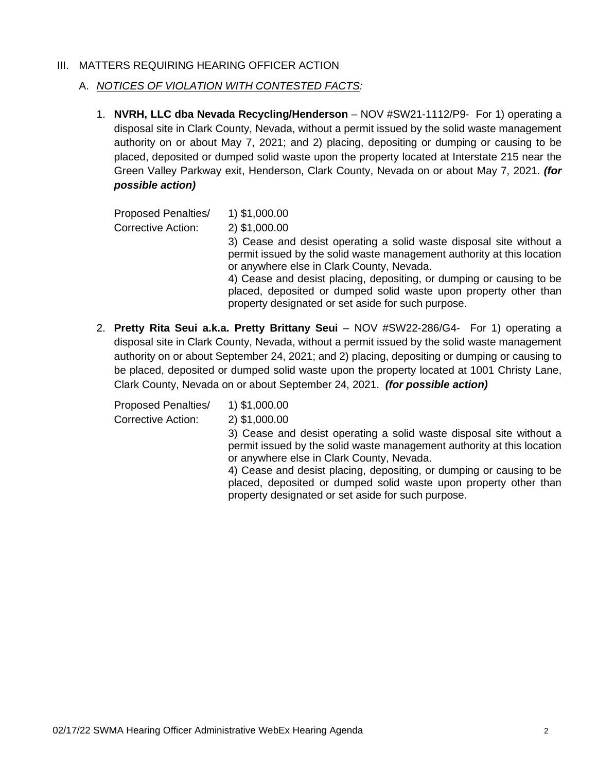## III. MATTERS REQUIRING HEARING OFFICER ACTION

### A. *NOTICES OF VIOLATION WITH CONTESTED FACTS:*

1. **NVRH, LLC dba Nevada Recycling/Henderson** – NOV #SW21-1112/P9- For 1) operating a disposal site in Clark County, Nevada, without a permit issued by the solid waste management authority on or about May 7, 2021; and 2) placing, depositing or dumping or causing to be placed, deposited or dumped solid waste upon the property located at Interstate 215 near the Green Valley Parkway exit, Henderson, Clark County, Nevada on or about May 7, 2021. ***(for possible action)***

   Proposed Penalties/ Corrective Action:

   1) $1,000.00
   2) $1,000.00
   3) Cease and desist operating a solid waste disposal site without a permit issued by the solid waste management authority at this location or anywhere else in Clark County, Nevada.
   4) Cease and desist placing, depositing, or dumping or causing to be placed, deposited or dumped solid waste upon property other than property designated or set aside for such purpose.

2. **Pretty Rita Seui a.k.a. Pretty Brittany Seui** – NOV #SW22-286/G4- For 1) operating a disposal site in Clark County, Nevada, without a permit issued by the solid waste management authority on or about September 24, 2021; and 2) placing, depositing or dumping or causing to be placed, deposited or dumped solid waste upon the property located at 1001 Christy Lane, Clark County, Nevada on or about September 24, 2021. ***(for possible action)***

   Proposed Penalties/ Corrective Action:

   1) $1,000.00
   2) $1,000.00
   3) Cease and desist operating a solid waste disposal site without a permit issued by the solid waste management authority at this location or anywhere else in Clark County, Nevada.
   4) Cease and desist placing, depositing, or dumping or causing to be placed, deposited or dumped solid waste upon property other than property designated or set aside for such purpose.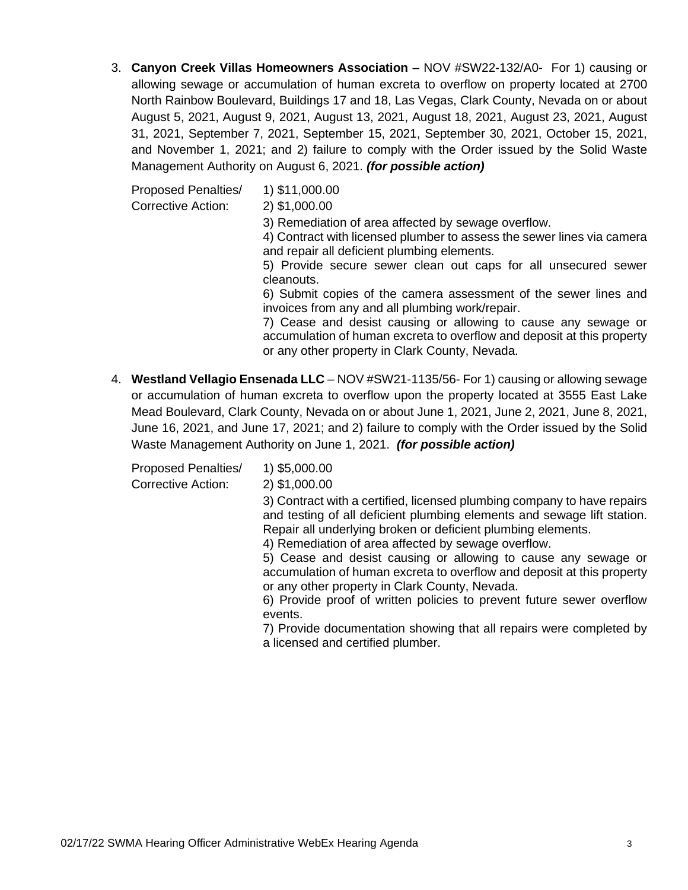3. **Canyon Creek Villas Homeowners Association** – NOV #SW22-132/A0- For 1) causing or allowing sewage or accumulation of human excreta to overflow on property located at 2700 North Rainbow Boulevard, Buildings 17 and 18, Las Vegas, Clark County, Nevada on or about August 5, 2021, August 9, 2021, August 13, 2021, August 18, 2021, August 23, 2021, August 31, 2021, September 7, 2021, September 15, 2021, September 30, 2021, October 15, 2021, and November 1, 2021; and 2) failure to comply with the Order issued by the Solid Waste Management Authority on August 6, 2021. ***(for possible action)***

   Proposed Penalties/ Corrective Action:

   1) $11,000.00
   2) $1,000.00
   3) Remediation of area affected by sewage overflow.
   4) Contract with licensed plumber to assess the sewer lines via camera and repair all deficient plumbing elements.
   5) Provide secure sewer clean out caps for all unsecured sewer cleanouts.
   6) Submit copies of the camera assessment of the sewer lines and invoices from any and all plumbing work/repair.
   7) Cease and desist causing or allowing to cause any sewage or accumulation of human excreta to overflow and deposit at this property or any other property in Clark County, Nevada.

4. **Westland Vellagio Ensenada LLC** – NOV #SW21-1135/56- For 1) causing or allowing sewage or accumulation of human excreta to overflow upon the property located at 3555 East Lake Mead Boulevard, Clark County, Nevada on or about June 1, 2021, June 2, 2021, June 8, 2021, June 16, 2021, and June 17, 2021; and 2) failure to comply with the Order issued by the Solid Waste Management Authority on June 1, 2021. ***(for possible action)***

   Proposed Penalties/ Corrective Action:

   1) $5,000.00
   2) $1,000.00
   3) Contract with a certified, licensed plumbing company to have repairs and testing of all deficient plumbing elements and sewage lift station. Repair all underlying broken or deficient plumbing elements.
   4) Remediation of area affected by sewage overflow.
   5) Cease and desist causing or allowing to cause any sewage or accumulation of human excreta to overflow and deposit at this property or any other property in Clark County, Nevada.
   6) Provide proof of written policies to prevent future sewer overflow events.
   7) Provide documentation showing that all repairs were completed by a licensed and certified plumber.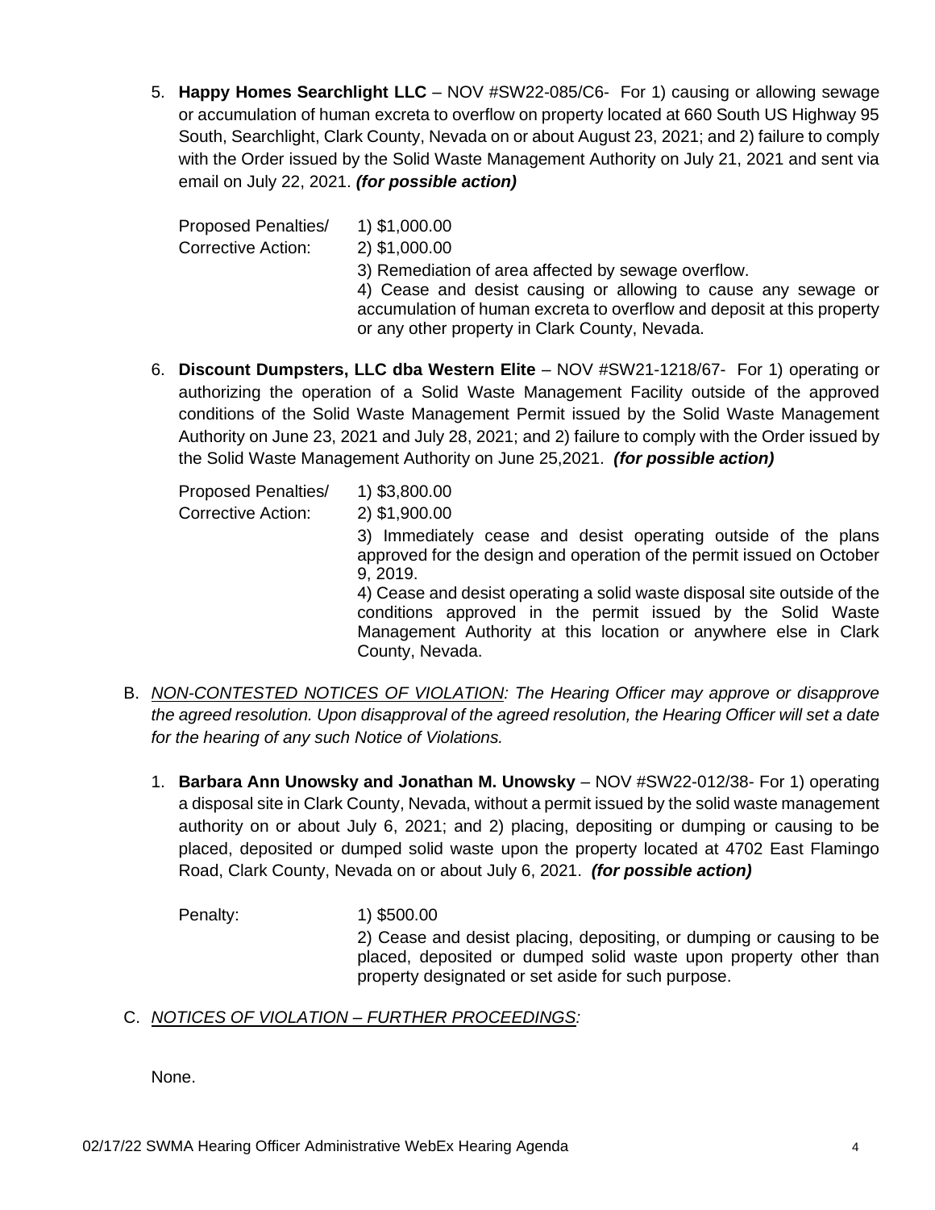5. **Happy Homes Searchlight LLC** – NOV #SW22-085/C6- For 1) causing or allowing sewage or accumulation of human excreta to overflow on property located at 660 South US Highway 95 South, Searchlight, Clark County, Nevada on or about August 23, 2021; and 2) failure to comply with the Order issued by the Solid Waste Management Authority on July 21, 2021 and sent via email on July 22, 2021. ***(for possible action)***

   Proposed Penalties/ Corrective Action:
   1) $1,000.00
   2) $1,000.00
   3) Remediation of area affected by sewage overflow.
   4) Cease and desist causing or allowing to cause any sewage or accumulation of human excreta to overflow and deposit at this property or any other property in Clark County, Nevada.

6. **Discount Dumpsters, LLC dba Western Elite** – NOV #SW21-1218/67- For 1) operating or authorizing the operation of a Solid Waste Management Facility outside of the approved conditions of the Solid Waste Management Permit issued by the Solid Waste Management Authority on June 23, 2021 and July 28, 2021; and 2) failure to comply with the Order issued by the Solid Waste Management Authority on June 25,2021. ***(for possible action)***

   Proposed Penalties/ Corrective Action:
   1) $3,800.00
   2) $1,900.00
   3) Immediately cease and desist operating outside of the plans approved for the design and operation of the permit issued on October 9, 2019.
   4) Cease and desist operating a solid waste disposal site outside of the conditions approved in the permit issued by the Solid Waste Management Authority at this location or anywhere else in Clark County, Nevada.

B. *NON-CONTESTED NOTICES OF VIOLATION: The Hearing Officer may approve or disapprove the agreed resolution. Upon disapproval of the agreed resolution, the Hearing Officer will set a date for the hearing of any such Notice of Violations.*

   1. **Barbara Ann Unowsky and Jonathan M. Unowsky** – NOV #SW22-012/38- For 1) operating a disposal site in Clark County, Nevada, without a permit issued by the solid waste management authority on or about July 6, 2021; and 2) placing, depositing or dumping or causing to be placed, deposited or dumped solid waste upon the property located at 4702 East Flamingo Road, Clark County, Nevada on or about July 6, 2021. ***(for possible action)***

      Penalty:
      1) $500.00
      2) Cease and desist placing, depositing, or dumping or causing to be placed, deposited or dumped solid waste upon property other than property designated or set aside for such purpose.

C. *NOTICES OF VIOLATION – FURTHER PROCEEDINGS:*

   None.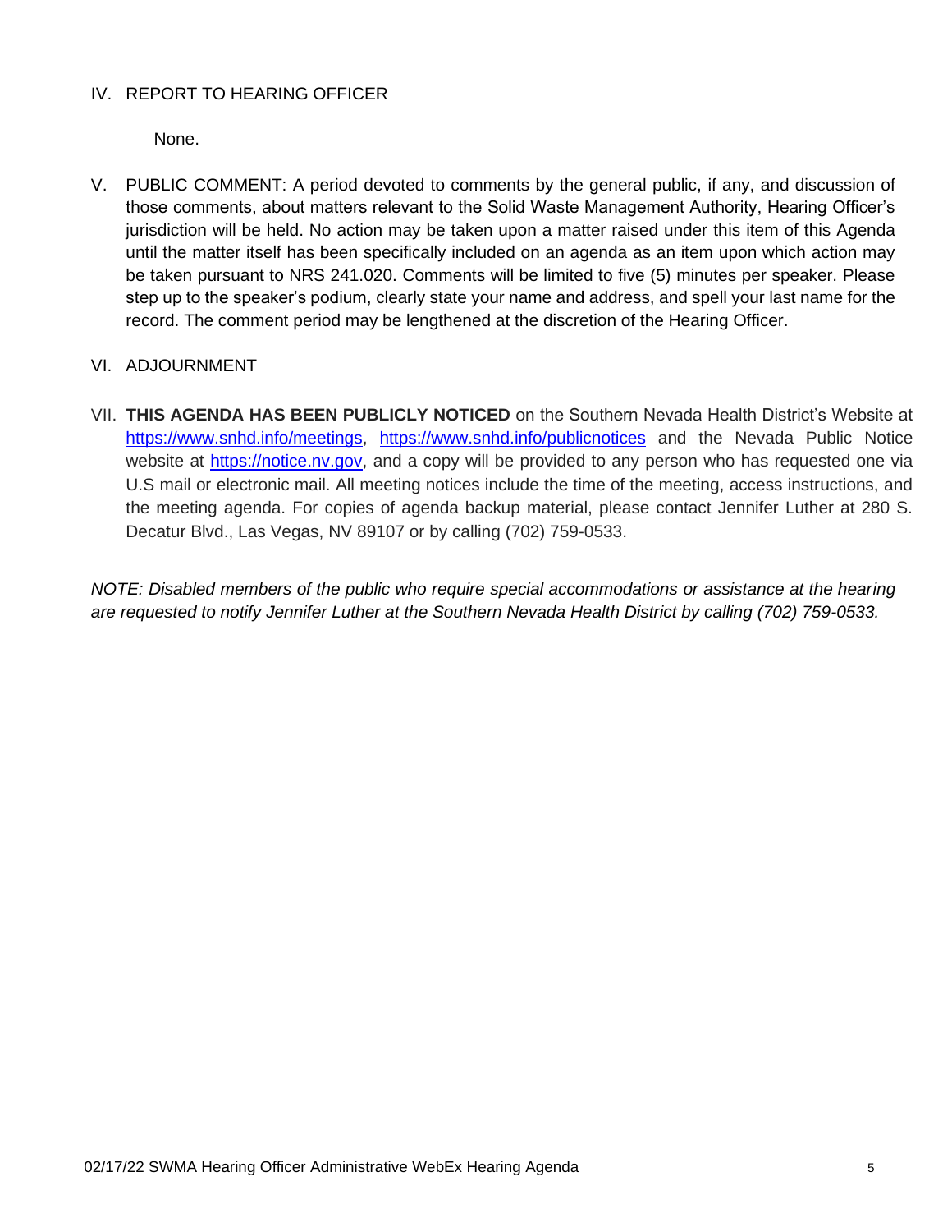IV. REPORT TO HEARING OFFICER

None.

V. PUBLIC COMMENT: A period devoted to comments by the general public, if any, and discussion of those comments, about matters relevant to the Solid Waste Management Authority, Hearing Officer's jurisdiction will be held. No action may be taken upon a matter raised under this item of this Agenda until the matter itself has been specifically included on an agenda as an item upon which action may be taken pursuant to NRS 241.020. Comments will be limited to five (5) minutes per speaker. Please step up to the speaker's podium, clearly state your name and address, and spell your last name for the record. The comment period may be lengthened at the discretion of the Hearing Officer.

VI. ADJOURNMENT

VII. **THIS AGENDA HAS BEEN PUBLICLY NOTICED** on the Southern Nevada Health District's Website at https://www.snhd.info/meetings, https://www.snhd.info/publicnotices and the Nevada Public Notice website at https://notice.nv.gov, and a copy will be provided to any person who has requested one via U.S mail or electronic mail. All meeting notices include the time of the meeting, access instructions, and the meeting agenda. For copies of agenda backup material, please contact Jennifer Luther at 280 S. Decatur Blvd., Las Vegas, NV 89107 or by calling (702) 759-0533.

*NOTE: Disabled members of the public who require special accommodations or assistance at the hearing are requested to notify Jennifer Luther at the Southern Nevada Health District by calling (702) 759-0533.*